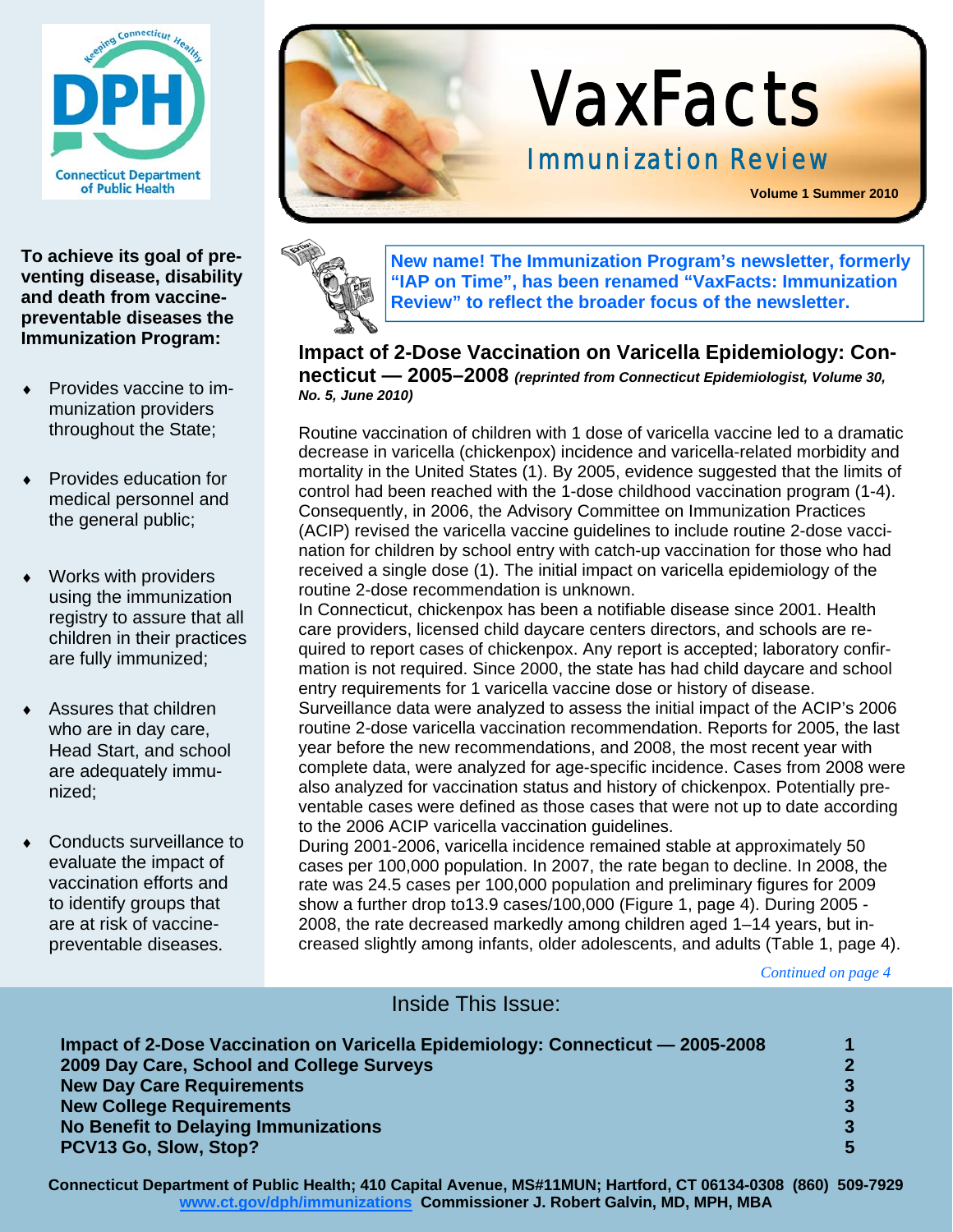Connecticut Department of Public Health

# VaxFacts

## Immunization Review

**Volume 1 Summer 2010**

**To achieve its goal of preventing disease, disability and death from vaccine-preventable diseases the Immunization Program:**

- Provides vaccine to immunization providers throughout the State;
- Provides education for medical personnel and the general public;
- Works with providers using the immunization registry to assure that all children in their practices are fully immunized;
- Assures that children who are in day care, Head Start, and school are adequately immunized;
- Conducts surveillance to evaluate the impact of vaccination efforts and to identify groups that are at risk of vaccine-preventable diseases.

**New name! The Immunization Program's newsletter, formerly "IAP on Time", has been renamed "VaxFacts: Immunization Review" to reflect the broader focus of the newsletter.**

### Impact of 2-Dose Vaccination on Varicella Epidemiology: Connecticut — 2005–2008 *(reprinted from Connecticut Epidemiologist, Volume 30, No. 5, June 2010)*

Routine vaccination of children with 1 dose of varicella vaccine led to a dramatic decrease in varicella (chickenpox) incidence and varicella-related morbidity and mortality in the United States (1). By 2005, evidence suggested that the limits of control had been reached with the 1-dose childhood vaccination program (1-4). Consequently, in 2006, the Advisory Committee on Immunization Practices (ACIP) revised the varicella vaccine guidelines to include routine 2-dose vaccination for children by school entry with catch-up vaccination for those who had received a single dose (1). The initial impact on varicella epidemiology of the routine 2-dose recommendation is unknown.

In Connecticut, chickenpox has been a notifiable disease since 2001. Health care providers, licensed child daycare centers directors, and schools are required to report cases of chickenpox. Any report is accepted; laboratory confirmation is not required. Since 2000, the state has had child daycare and school entry requirements for 1 varicella vaccine dose or history of disease.

Surveillance data were analyzed to assess the initial impact of the ACIP's 2006 routine 2-dose varicella vaccination recommendation. Reports for 2005, the last year before the new recommendations, and 2008, the most recent year with complete data, were analyzed for age-specific incidence. Cases from 2008 were also analyzed for vaccination status and history of chickenpox. Potentially preventable cases were defined as those cases that were not up to date according to the 2006 ACIP varicella vaccination guidelines.

During 2001-2006, varicella incidence remained stable at approximately 50 cases per 100,000 population. In 2007, the rate began to decline. In 2008, the rate was 24.5 cases per 100,000 population and preliminary figures for 2009 show a further drop to13.9 cases/100,000 (Figure 1, page 4). During 2005 - 2008, the rate decreased markedly among children aged 1–14 years, but increased slightly among infants, older adolescents, and adults (Table 1, page 4).

*Continued on page 4*

## Inside This Issue:

| | |
|---|---|
| **Impact of 2-Dose Vaccination on Varicella Epidemiology: Connecticut — 2005-2008** | **1** |
| **2009 Day Care, School and College Surveys** | **2** |
| **New Day Care Requirements** | **3** |
| **New College Requirements** | **3** |
| **No Benefit to Delaying Immunizations** | **3** |
| **PCV13 Go, Slow, Stop?** | **5** |

**Connecticut Department of Public Health; 410 Capital Avenue, MS#11MUN; Hartford, CT 06134-0308 (860) 509-7929**
**www.ct.gov/dph/immunizations Commissioner J. Robert Galvin, MD, MPH, MBA**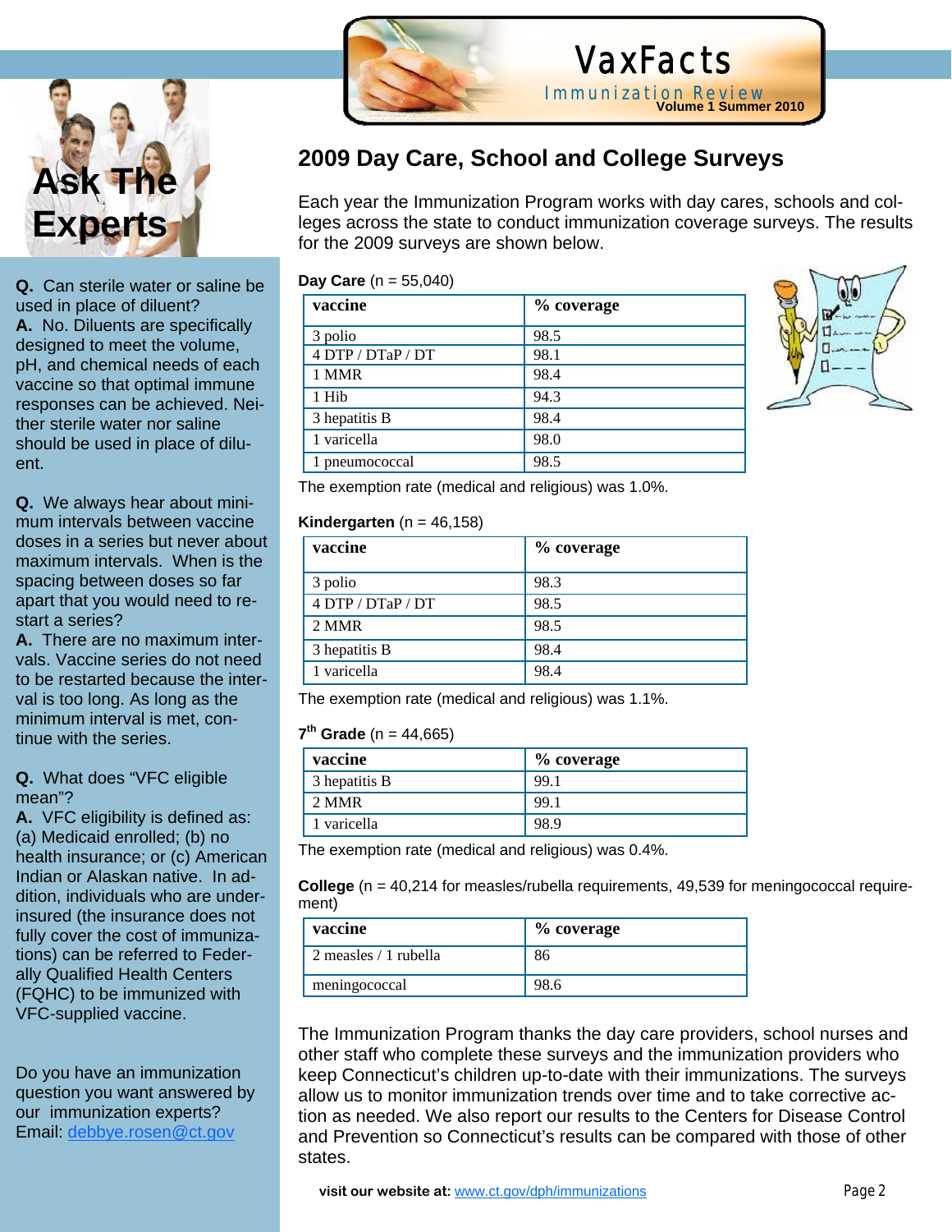# VaxFacts

Immunization Review

Volume 1 Summer 2010

## Ask The Experts

**Q.** Can sterile water or saline be used in place of diluent?

**A.** No. Diluents are specifically designed to meet the volume, pH, and chemical needs of each vaccine so that optimal immune responses can be achieved. Neither sterile water nor saline should be used in place of diluent.

**Q.** We always hear about minimum intervals between vaccine doses in a series but never about maximum intervals. When is the spacing between doses so far apart that you would need to restart a series?

**A.** There are no maximum intervals. Vaccine series do not need to be restarted because the interval is too long. As long as the minimum interval is met, continue with the series.

**Q.** What does "VFC eligible mean"?

**A.** VFC eligibility is defined as: (a) Medicaid enrolled; (b) no health insurance; or (c) American Indian or Alaskan native. In addition, individuals who are underinsured (the insurance does not fully cover the cost of immunizations) can be referred to Federally Qualified Health Centers (FQHC) to be immunized with VFC-supplied vaccine.

Do you have an immunization question you want answered by our immunization experts? Email: debbye.rosen@ct.gov

## 2009 Day Care, School and College Surveys

Each year the Immunization Program works with day cares, schools and colleges across the state to conduct immunization coverage surveys. The results for the 2009 surveys are shown below.

**Day Care** (n = 55,040)

| vaccine | % coverage |
|---|---|
| 3 polio | 98.5 |
| 4 DTP / DTaP / DT | 98.1 |
| 1 MMR | 98.4 |
| 1 Hib | 94.3 |
| 3 hepatitis B | 98.4 |
| 1 varicella | 98.0 |
| 1 pneumococcal | 98.5 |

The exemption rate (medical and religious) was 1.0%.

**Kindergarten** (n = 46,158)

| vaccine | % coverage |
|---|---|
| 3 polio | 98.3 |
| 4 DTP / DTaP / DT | 98.5 |
| 2 MMR | 98.5 |
| 3 hepatitis B | 98.4 |
| 1 varicella | 98.4 |

The exemption rate (medical and religious) was 1.1%.

**7th Grade** (n = 44,665)

| vaccine | % coverage |
|---|---|
| 3 hepatitis B | 99.1 |
| 2 MMR | 99.1 |
| 1 varicella | 98.9 |

The exemption rate (medical and religious) was 0.4%.

**College** (n = 40,214 for measles/rubella requirements, 49,539 for meningococcal requirement)

| vaccine | % coverage |
|---|---|
| 2 measles / 1 rubella | 86 |
| meningococcal | 98.6 |

The Immunization Program thanks the day care providers, school nurses and other staff who complete these surveys and the immunization providers who keep Connecticut's children up-to-date with their immunizations. The surveys allow us to monitor immunization trends over time and to take corrective action as needed. We also report our results to the Centers for Disease Control and Prevention so Connecticut's results can be compared with those of other states.

**visit our website at:** www.ct.gov/dph/immunizations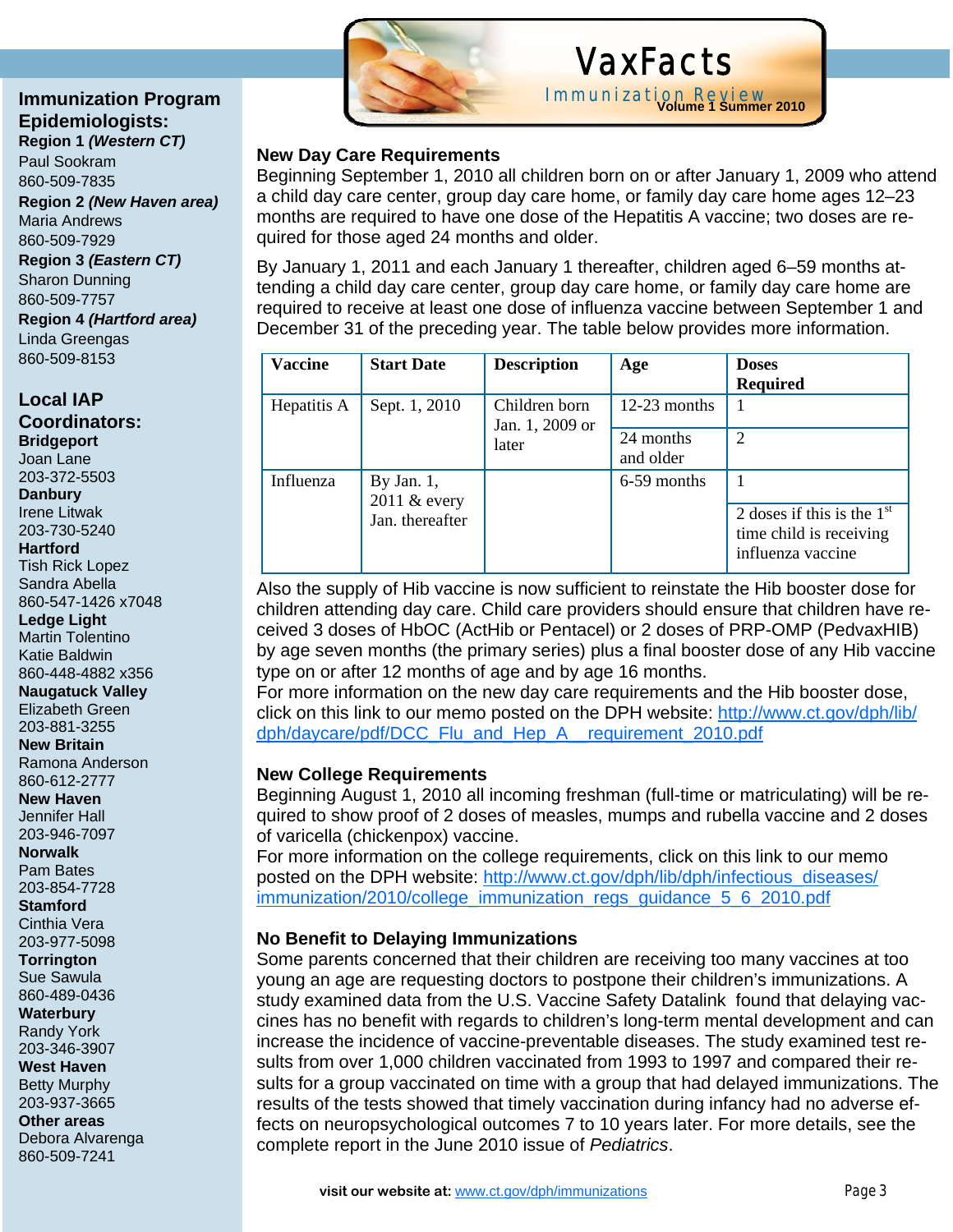# VaxFacts

Immunization Review

**Volume 1 Summer 2010**

## Immunization Program Epidemiologists:

**Region 1 *(Western CT)***
Paul Sookram
860-509-7835

**Region 2 *(New Haven area)***
Maria Andrews
860-509-7929

**Region 3 *(Eastern CT)***
Sharon Dunning
860-509-7757

**Region 4 *(Hartford area)***
Linda Greengas
860-509-8153

## Local IAP Coordinators:

**Bridgeport**
Joan Lane
203-372-5503

**Danbury**
Irene Litwak
203-730-5240

**Hartford**
Tish Rick Lopez
Sandra Abella
860-547-1426 x7048

**Ledge Light**
Martin Tolentino
Katie Baldwin
860-448-4882 x356

**Naugatuck Valley**
Elizabeth Green
203-881-3255

**New Britain**
Ramona Anderson
860-612-2777

**New Haven**
Jennifer Hall
203-946-7097

**Norwalk**
Pam Bates
203-854-7728

**Stamford**
Cinthia Vera
203-977-5098

**Torrington**
Sue Sawula
860-489-0436

**Waterbury**
Randy York
203-346-3907

**West Haven**
Betty Murphy
203-937-3665

**Other areas**
Debora Alvarenga
860-509-7241

## New Day Care Requirements

Beginning September 1, 2010 all children born on or after January 1, 2009 who attend a child day care center, group day care home, or family day care home ages 12–23 months are required to have one dose of the Hepatitis A vaccine; two doses are required for those aged 24 months and older.

By January 1, 2011 and each January 1 thereafter, children aged 6–59 months attending a child day care center, group day care home, or family day care home are required to receive at least one dose of influenza vaccine between September 1 and December 31 of the preceding year. The table below provides more information.

| Vaccine | Start Date | Description | Age | Doses Required |
|---|---|---|---|---|
| Hepatitis A | Sept. 1, 2010 | Children born Jan. 1, 2009 or later | 12-23 months | 1 |
| | | | 24 months and older | 2 |
| Influenza | By Jan. 1, 2011 & every Jan. thereafter | | 6-59 months | 1 |
| | | | | 2 doses if this is the 1st time child is receiving influenza vaccine |

Also the supply of Hib vaccine is now sufficient to reinstate the Hib booster dose for children attending day care. Child care providers should ensure that children have received 3 doses of HbOC (ActHib or Pentacel) or 2 doses of PRP-OMP (PedvaxHIB) by age seven months (the primary series) plus a final booster dose of any Hib vaccine type on or after 12 months of age and by age 16 months.

For more information on the new day care requirements and the Hib booster dose, click on this link to our memo posted on the DPH website: http://www.ct.gov/dph/lib/dph/daycare/pdf/DCC_Flu_and_Hep_A__requirement_2010.pdf

## New College Requirements

Beginning August 1, 2010 all incoming freshman (full-time or matriculating) will be required to show proof of 2 doses of measles, mumps and rubella vaccine and 2 doses of varicella (chickenpox) vaccine.

For more information on the college requirements, click on this link to our memo posted on the DPH website: http://www.ct.gov/dph/lib/dph/infectious_diseases/immunization/2010/college_immunization_regs_guidance_5_6_2010.pdf

## No Benefit to Delaying Immunizations

Some parents concerned that their children are receiving too many vaccines at too young an age are requesting doctors to postpone their children's immunizations. A study examined data from the U.S. Vaccine Safety Datalink found that delaying vaccines has no benefit with regards to children's long-term mental development and can increase the incidence of vaccine-preventable diseases. The study examined test results from over 1,000 children vaccinated from 1993 to 1997 and compared their results for a group vaccinated on time with a group that had delayed immunizations. The results of the tests showed that timely vaccination during infancy had no adverse effects on neuropsychological outcomes 7 to 10 years later. For more details, see the complete report in the June 2010 issue of *Pediatrics*.

**visit our website at:** www.ct.gov/dph/immunizations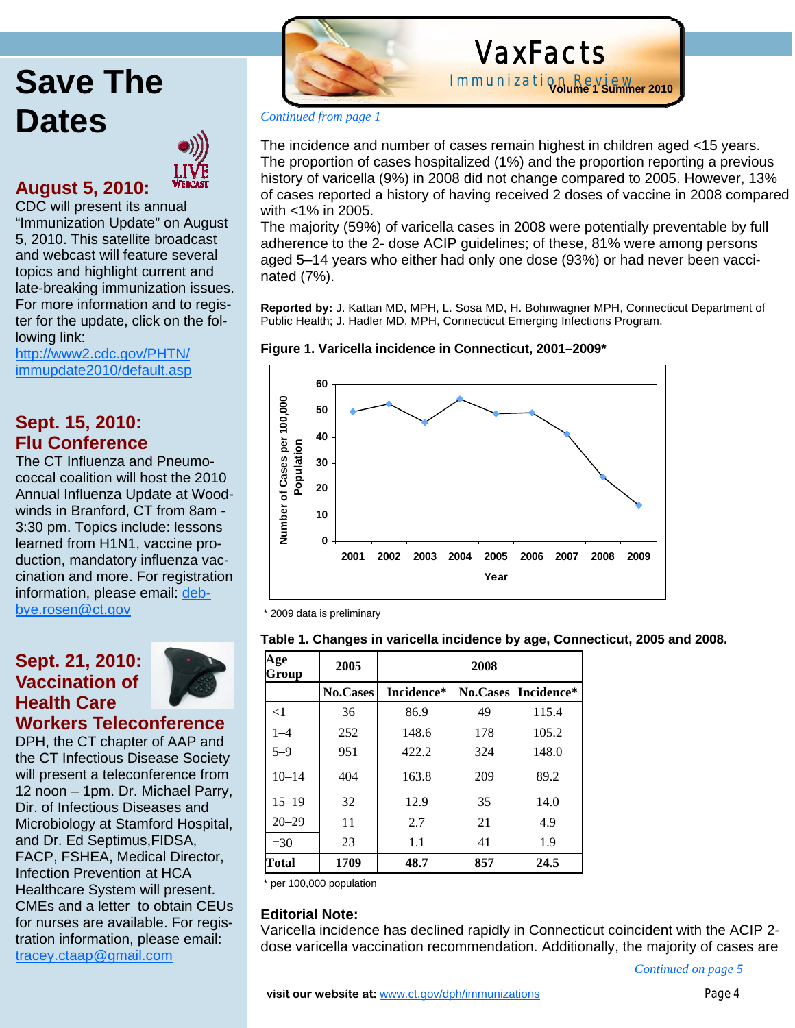# Save The Dates

## August 5, 2010:

CDC will present its annual "Immunization Update" on August 5, 2010. This satellite broadcast and webcast will feature several topics and highlight current and late-breaking immunization issues. For more information and to register for the update, click on the following link: [http://www2.cdc.gov/PHTN/immupdate2010/default.asp](http://www2.cdc.gov/PHTN/immupdate2010/default.asp)

## Sept. 15, 2010: Flu Conference

The CT Influenza and Pneumococcal coalition will host the 2010 Annual Influenza Update at Woodwinds in Branford, CT from 8am - 3:30 pm. Topics include: lessons learned from H1N1, vaccine production, mandatory influenza vaccination and more. For registration information, please email: debbye.rosen@ct.gov

## Sept. 21, 2010: Vaccination of Health Care Workers Teleconference

DPH, the CT chapter of AAP and the CT Infectious Disease Society will present a teleconference from 12 noon – 1pm. Dr. Michael Parry, Dir. of Infectious Diseases and Microbiology at Stamford Hospital, and Dr. Ed Septimus,FIDSA, FACP, FSHEA, Medical Director, Infection Prevention at HCA Healthcare System will present. CMEs and a letter to obtain CEUs for nurses are available. For registration information, please email: tracey.ctaap@gmail.com

*Continued from page 1*

The incidence and number of cases remain highest in children aged <15 years. The proportion of cases hospitalized (1%) and the proportion reporting a previous history of varicella (9%) in 2008 did not change compared to 2005. However, 13% of cases reported a history of having received 2 doses of vaccine in 2008 compared with <1% in 2005.

The majority (59%) of varicella cases in 2008 were potentially preventable by full adherence to the 2- dose ACIP guidelines; of these, 81% were among persons aged 5–14 years who either had only one dose (93%) or had never been vaccinated (7%).

**Reported by:** J. Kattan MD, MPH, L. Sosa MD, H. Bohnwagner MPH, Connecticut Department of Public Health; J. Hadler MD, MPH, Connecticut Emerging Infections Program.

**Figure 1. Varicella incidence in Connecticut, 2001–2009***

\* 2009 data is preliminary

**Table 1. Changes in varicella incidence by age, Connecticut, 2005 and 2008.**

| Age Group | 2005 | | 2008 | |
|---|---|---|---|---|
| | No.Cases | Incidence* | No.Cases | Incidence* |
| <1 | 36 | 86.9 | 49 | 115.4 |
| 1–4 | 252 | 148.6 | 178 | 105.2 |
| 5–9 | 951 | 422.2 | 324 | 148.0 |
| 10–14 | 404 | 163.8 | 209 | 89.2 |
| 15–19 | 32 | 12.9 | 35 | 14.0 |
| 20–29 | 11 | 2.7 | 21 | 4.9 |
| =30 | 23 | 1.1 | 41 | 1.9 |
| **Total** | **1709** | **48.7** | **857** | **24.5** |

\* per 100,000 population

### Editorial Note:

Varicella incidence has declined rapidly in Connecticut coincident with the ACIP 2-dose varicella vaccination recommendation. Additionally, the majority of cases are

*Continued on page 5*

**visit our website at:** [www.ct.gov/dph/immunizations](http://www.ct.gov/dph/immunizations)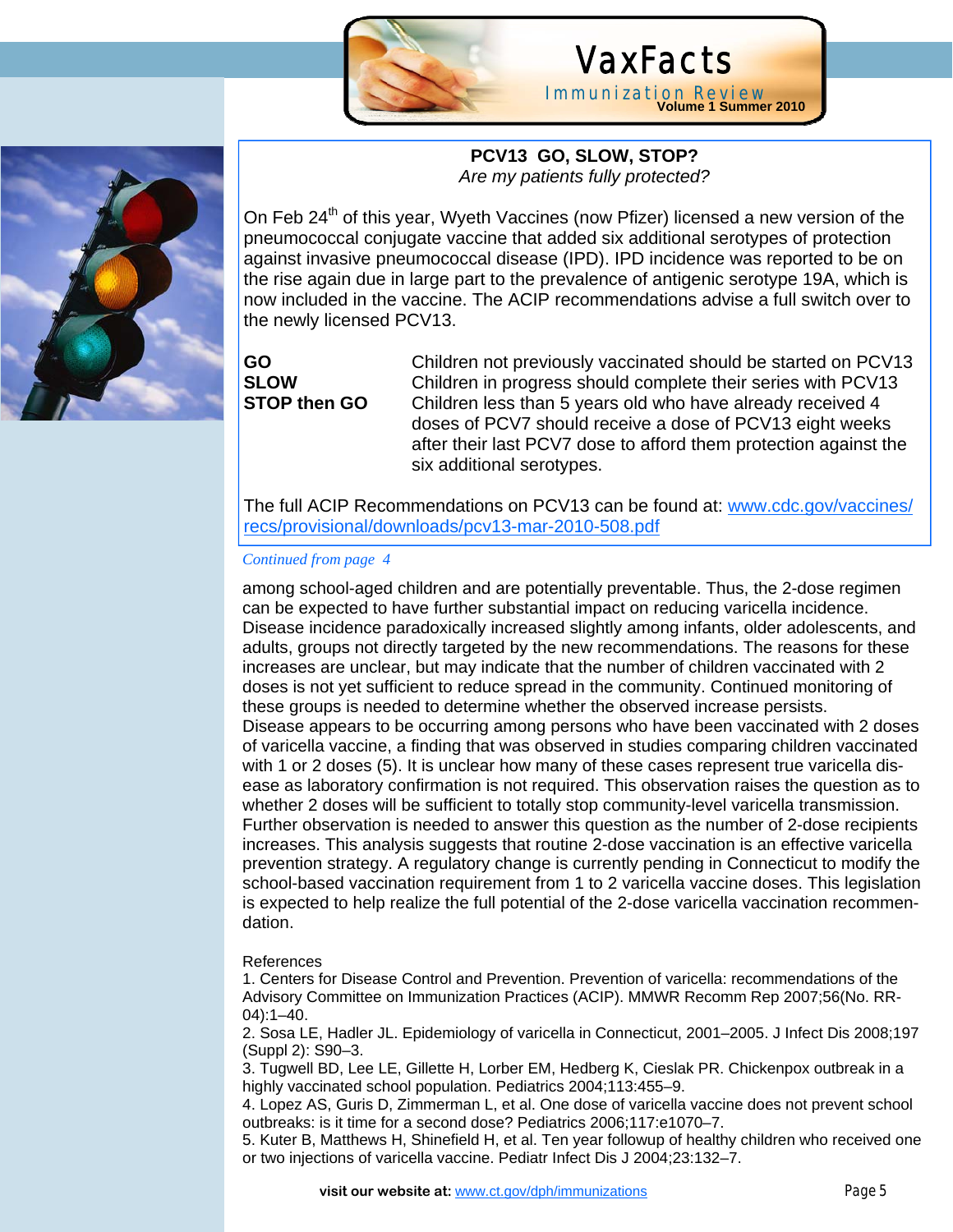## PCV13 GO, SLOW, STOP?

*Are my patients fully protected?*

On Feb 24th of this year, Wyeth Vaccines (now Pfizer) licensed a new version of the pneumococcal conjugate vaccine that added six additional serotypes of protection against invasive pneumococcal disease (IPD). IPD incidence was reported to be on the rise again due in large part to the prevalence of antigenic serotype 19A, which is now included in the vaccine. The ACIP recommendations advise a full switch over to the newly licensed PCV13.

| | |
|---|---|
| **GO** | Children not previously vaccinated should be started on PCV13 |
| **SLOW** | Children in progress should complete their series with PCV13 |
| **STOP then GO** | Children less than 5 years old who have already received 4 doses of PCV7 should receive a dose of PCV13 eight weeks after their last PCV7 dose to afford them protection against the six additional serotypes. |

The full ACIP Recommendations on PCV13 can be found at: www.cdc.gov/vaccines/recs/provisional/downloads/pcv13-mar-2010-508.pdf

*Continued from page 4*

among school-aged children and are potentially preventable. Thus, the 2-dose regimen can be expected to have further substantial impact on reducing varicella incidence. Disease incidence paradoxically increased slightly among infants, older adolescents, and adults, groups not directly targeted by the new recommendations. The reasons for these increases are unclear, but may indicate that the number of children vaccinated with 2 doses is not yet sufficient to reduce spread in the community. Continued monitoring of these groups is needed to determine whether the observed increase persists.
Disease appears to be occurring among persons who have been vaccinated with 2 doses of varicella vaccine, a finding that was observed in studies comparing children vaccinated with 1 or 2 doses (5). It is unclear how many of these cases represent true varicella disease as laboratory confirmation is not required. This observation raises the question as to whether 2 doses will be sufficient to totally stop community-level varicella transmission. Further observation is needed to answer this question as the number of 2-dose recipients increases. This analysis suggests that routine 2-dose vaccination is an effective varicella prevention strategy. A regulatory change is currently pending in Connecticut to modify the school-based vaccination requirement from 1 to 2 varicella vaccine doses. This legislation is expected to help realize the full potential of the 2-dose varicella vaccination recommendation.

References

1. Centers for Disease Control and Prevention. Prevention of varicella: recommendations of the Advisory Committee on Immunization Practices (ACIP). MMWR Recomm Rep 2007;56(No. RR-04):1–40.
2. Sosa LE, Hadler JL. Epidemiology of varicella in Connecticut, 2001–2005. J Infect Dis 2008;197 (Suppl 2): S90–3.
3. Tugwell BD, Lee LE, Gillette H, Lorber EM, Hedberg K, Cieslak PR. Chickenpox outbreak in a highly vaccinated school population. Pediatrics 2004;113:455–9.
4. Lopez AS, Guris D, Zimmerman L, et al. One dose of varicella vaccine does not prevent school outbreaks: is it time for a second dose? Pediatrics 2006;117:e1070–7.
5. Kuter B, Matthews H, Shinefield H, et al. Ten year followup of healthy children who received one or two injections of varicella vaccine. Pediatr Infect Dis J 2004;23:132–7.

**visit our website at:** www.ct.gov/dph/immunizations